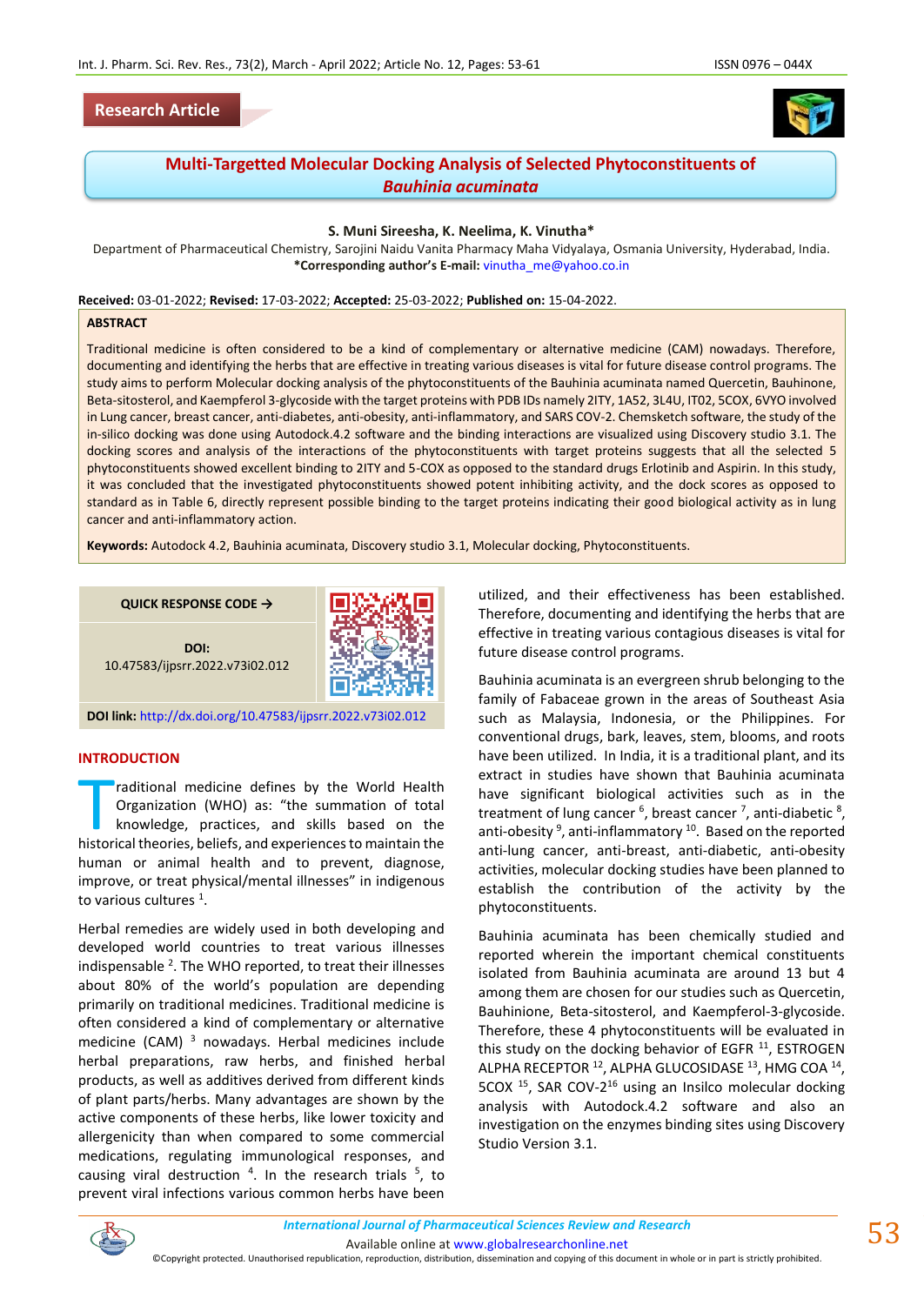Research Article

# Multi-Targetted Molecular Docking Analysis of Selected Phytoconstituents of *Bauhinia acuminata*

**S. Muni Sireesha, K. Neelima, K. Vinutha\***

Department of Pharmaceutical Chemistry, Sarojini Naidu Vanita Pharmacy Maha Vidyalaya, Osmania University, Hyderabad, India.
**\*Corresponding author's E-mail:** vinutha_me@yahoo.co.in

**Received:** 03-01-2022; **Revised:** 17-03-2022; **Accepted:** 25-03-2022; **Published on:** 15-04-2022.

**ABSTRACT**

Traditional medicine is often considered to be a kind of complementary or alternative medicine (CAM) nowadays. Therefore, documenting and identifying the herbs that are effective in treating various diseases is vital for future disease control programs. The study aims to perform Molecular docking analysis of the phytoconstituents of the Bauhinia acuminata named Quercetin, Bauhinone, Beta-sitosterol, and Kaempferol 3-glycoside with the target proteins with PDB IDs namely 2ITY, 1A52, 3L4U, IT02, 5COX, 6VYO involved in Lung cancer, breast cancer, anti-diabetes, anti-obesity, anti-inflammatory, and SARS COV-2. Chemsketch software, the study of the in-silico docking was done using Autodock.4.2 software and the binding interactions are visualized using Discovery studio 3.1. The docking scores and analysis of the interactions of the phytoconstituents with target proteins suggests that all the selected 5 phytoconstituents showed excellent binding to 2ITY and 5-COX as opposed to the standard drugs Erlotinib and Aspirin. In this study, it was concluded that the investigated phytoconstituents showed potent inhibiting activity, and the dock scores as opposed to standard as in Table 6, directly represent possible binding to the target proteins indicating their good biological activity as in lung cancer and anti-inflammatory action.

**Keywords:** Autodock 4.2, Bauhinia acuminata, Discovery studio 3.1, Molecular docking, Phytoconstituents.

QUICK RESPONSE CODE →

DOI: 10.47583/ijpsrr.2022.v73i02.012

**DOI link:** http://dx.doi.org/10.47583/ijpsrr.2022.v73i02.012

## INTRODUCTION

Traditional medicine defines by the World Health Organization (WHO) as: "the summation of total knowledge, practices, and skills based on the historical theories, beliefs, and experiences to maintain the human or animal health and to prevent, diagnose, improve, or treat physical/mental illnesses" in indigenous to various cultures [1].

Herbal remedies are widely used in both developing and developed world countries to treat various illnesses indispensable [2]. The WHO reported, to treat their illnesses about 80% of the world's population are depending primarily on traditional medicines. Traditional medicine is often considered a kind of complementary or alternative medicine (CAM) [3] nowadays. Herbal medicines include herbal preparations, raw herbs, and finished herbal products, as well as additives derived from different kinds of plant parts/herbs. Many advantages are shown by the active components of these herbs, like lower toxicity and allergenicity than when compared to some commercial medications, regulating immunological responses, and causing viral destruction [4]. In the research trials [5], to prevent viral infections various common herbs have been utilized, and their effectiveness has been established. Therefore, documenting and identifying the herbs that are effective in treating various contagious diseases is vital for future disease control programs.

Bauhinia acuminata is an evergreen shrub belonging to the family of Fabaceae grown in the areas of Southeast Asia such as Malaysia, Indonesia, or the Philippines. For conventional drugs, bark, leaves, stem, blooms, and roots have been utilized. In India, it is a traditional plant, and its extract in studies have shown that Bauhinia acuminata have significant biological activities such as in the treatment of lung cancer [6], breast cancer [7], anti-diabetic [8], anti-obesity [9], anti-inflammatory [10]. Based on the reported anti-lung cancer, anti-breast, anti-diabetic, anti-obesity activities, molecular docking studies have been planned to establish the contribution of the activity by the phytoconstituents.

Bauhinia acuminata has been chemically studied and reported wherein the important chemical constituents isolated from Bauhinia acuminata are around 13 but 4 among them are chosen for our studies such as Quercetin, Bauhinione, Beta-sitosterol, and Kaempferol-3-glycoside. Therefore, these 4 phytoconstituents will be evaluated in this study on the docking behavior of EGFR [11], ESTROGEN ALPHA RECEPTOR [12], ALPHA GLUCOSIDASE [13], HMG COA [14], 5COX [15], SAR COV-2[16] using an Insilco molecular docking analysis with Autodock.4.2 software and also an investigation on the enzymes binding sites using Discovery Studio Version 3.1.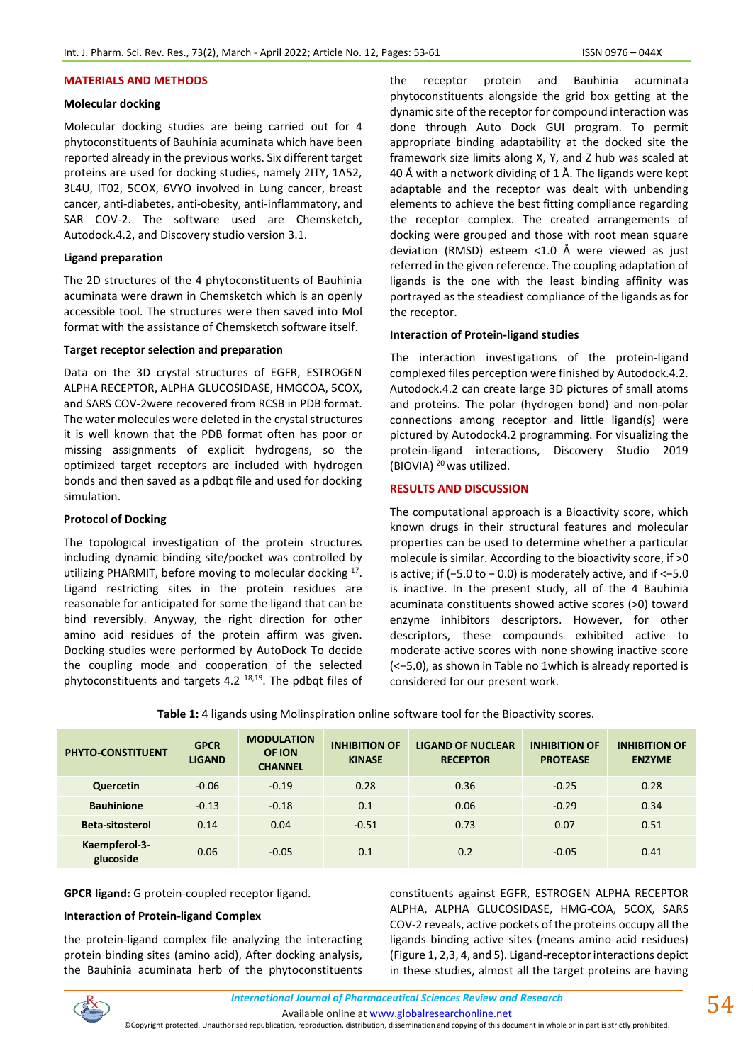## MATERIALS AND METHODS

### Molecular docking

Molecular docking studies are being carried out for 4 phytoconstituents of Bauhinia acuminata which have been reported already in the previous works. Six different target proteins are used for docking studies, namely 2ITY, 1A52, 3L4U, IT02, 5COX, 6VYO involved in Lung cancer, breast cancer, anti-diabetes, anti-obesity, anti-inflammatory, and SAR COV-2. The software used are Chemsketch, Autodock.4.2, and Discovery studio version 3.1.

### Ligand preparation

The 2D structures of the 4 phytoconstituents of Bauhinia acuminata were drawn in Chemsketch which is an openly accessible tool. The structures were then saved into Mol format with the assistance of Chemsketch software itself.

### Target receptor selection and preparation

Data on the 3D crystal structures of EGFR, ESTROGEN ALPHA RECEPTOR, ALPHA GLUCOSIDASE, HMGCOA, 5COX, and SARS COV-2were recovered from RCSB in PDB format. The water molecules were deleted in the crystal structures it is well known that the PDB format often has poor or missing assignments of explicit hydrogens, so the optimized target receptors are included with hydrogen bonds and then saved as a pdbqt file and used for docking simulation.

### Protocol of Docking

The topological investigation of the protein structures including dynamic binding site/pocket was controlled by utilizing PHARMIT, before moving to molecular docking [17]. Ligand restricting sites in the protein residues are reasonable for anticipated for some the ligand that can be bind reversibly. Anyway, the right direction for other amino acid residues of the protein affirm was given. Docking studies were performed by AutoDock To decide the coupling mode and cooperation of the selected phytoconstituents and targets 4.2 [18,19]. The pdbqt files of the receptor protein and Bauhinia acuminata phytoconstituents alongside the grid box getting at the dynamic site of the receptor for compound interaction was done through Auto Dock GUI program. To permit appropriate binding adaptability at the docked site the framework size limits along X, Y, and Z hub was scaled at 40 Å with a network dividing of 1 Å. The ligands were kept adaptable and the receptor was dealt with unbending elements to achieve the best fitting compliance regarding the receptor complex. The created arrangements of docking were grouped and those with root mean square deviation (RMSD) esteem <1.0 Å were viewed as just referred in the given reference. The coupling adaptation of ligands is the one with the least binding affinity was portrayed as the steadiest compliance of the ligands as for the receptor.

### Interaction of Protein-ligand studies

The interaction investigations of the protein-ligand complexed files perception were finished by Autodock.4.2. Autodock.4.2 can create large 3D pictures of small atoms and proteins. The polar (hydrogen bond) and non-polar connections among receptor and little ligand(s) were pictured by Autodock4.2 programming. For visualizing the protein-ligand interactions, Discovery Studio 2019 (BIOVIA) [20] was utilized.

## RESULTS AND DISCUSSION

The computational approach is a Bioactivity score, which known drugs in their structural features and molecular properties can be used to determine whether a particular molecule is similar. According to the bioactivity score, if >0 is active; if (−5.0 to − 0.0) is moderately active, and if <−5.0 is inactive. In the present study, all of the 4 Bauhinia acuminata constituents showed active scores (>0) toward enzyme inhibitors descriptors. However, for other descriptors, these compounds exhibited active to moderate active scores with none showing inactive score (<−5.0), as shown in Table no 1which is already reported is considered for our present work.

**Table 1:** 4 ligands using Molinspiration online software tool for the Bioactivity scores.

| PHYTO-CONSTITUENT | GPCR LIGAND | MODULATION OF ION CHANNEL | INHIBITION OF KINASE | LIGAND OF NUCLEAR RECEPTOR | INHIBITION OF PROTEASE | INHIBITION OF ENZYME |
|---|---|---|---|---|---|---|
| Quercetin | -0.06 | -0.19 | 0.28 | 0.36 | -0.25 | 0.28 |
| Bauhinione | -0.13 | -0.18 | 0.1 | 0.06 | -0.29 | 0.34 |
| Beta-sitosterol | 0.14 | 0.04 | -0.51 | 0.73 | 0.07 | 0.51 |
| Kaempferol-3-glucoside | 0.06 | -0.05 | 0.1 | 0.2 | -0.05 | 0.41 |

**GPCR ligand:** G protein-coupled receptor ligand.

### Interaction of Protein-ligand Complex

the protein-ligand complex file analyzing the interacting protein binding sites (amino acid), After docking analysis, the Bauhinia acuminata herb of the phytoconstituents constituents against EGFR, ESTROGEN ALPHA RECEPTOR ALPHA, ALPHA GLUCOSIDASE, HMG-COA, 5COX, SARS COV-2 reveals, active pockets of the proteins occupy all the ligands binding active sites (means amino acid residues) (Figure 1, 2,3, 4, and 5). Ligand-receptor interactions depict in these studies, almost all the target proteins are having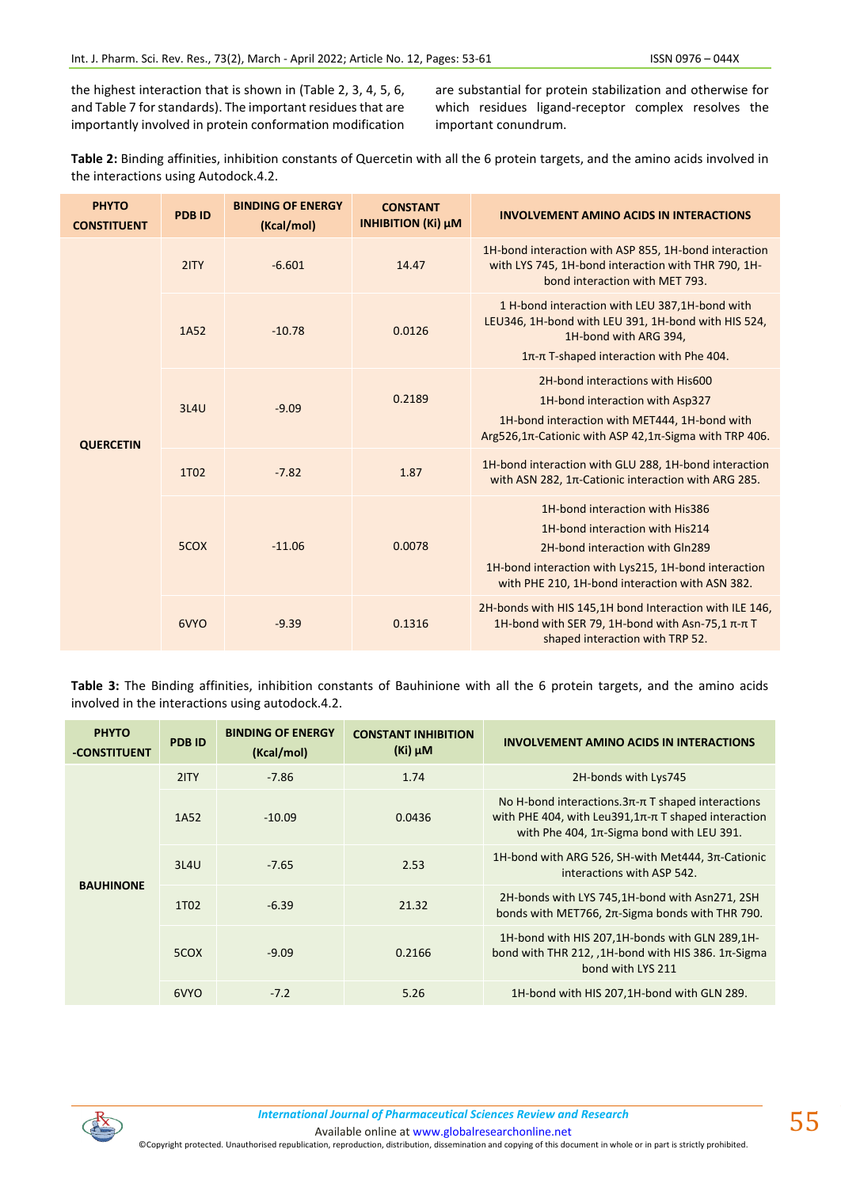the highest interaction that is shown in (Table 2, 3, 4, 5, 6, and Table 7 for standards). The important residues that are importantly involved in protein conformation modification are substantial for protein stabilization and otherwise for which residues ligand-receptor complex resolves the important conundrum.

**Table 2:** Binding affinities, inhibition constants of Quercetin with all the 6 protein targets, and the amino acids involved in the interactions using Autodock.4.2.

| PHYTO CONSTITUENT | PDB ID | BINDING OF ENERGY (Kcal/mol) | CONSTANT INHIBITION (Ki) µM | INVOLVEMENT AMINO ACIDS IN INTERACTIONS |
|---|---|---|---|---|
| QUERCETIN | 2ITY | -6.601 | 14.47 | 1H-bond interaction with ASP 855, 1H-bond interaction with LYS 745, 1H-bond interaction with THR 790, 1H-bond interaction with MET 793. |
| | 1A52 | -10.78 | 0.0126 | 1 H-bond interaction with LEU 387,1H-bond with LEU346, 1H-bond with LEU 391, 1H-bond with HIS 524, 1H-bond with ARG 394, 1π-π T-shaped interaction with Phe 404. |
| | 3L4U | -9.09 | 0.2189 | 2H-bond interactions with His600 1H-bond interaction with Asp327 1H-bond interaction with MET444, 1H-bond with Arg526,1π-Cationic with ASP 42,1π-Sigma with TRP 406. |
| | 1T02 | -7.82 | 1.87 | 1H-bond interaction with GLU 288, 1H-bond interaction with ASN 282, 1π-Cationic interaction with ARG 285. |
| | 5COX | -11.06 | 0.0078 | 1H-bond interaction with His386 1H-bond interaction with His214 2H-bond interaction with Gln289 1H-bond interaction with Lys215, 1H-bond interaction with PHE 210, 1H-bond interaction with ASN 382. |
| | 6VYO | -9.39 | 0.1316 | 2H-bonds with HIS 145,1H bond Interaction with ILE 146, 1H-bond with SER 79, 1H-bond with Asn-75,1 π-π T shaped interaction with TRP 52. |

**Table 3:** The Binding affinities, inhibition constants of Bauhinione with all the 6 protein targets, and the amino acids involved in the interactions using autodock.4.2.

| PHYTO -CONSTITUENT | PDB ID | BINDING OF ENERGY (Kcal/mol) | CONSTANT INHIBITION (Ki) µM | INVOLVEMENT AMINO ACIDS IN INTERACTIONS |
|---|---|---|---|---|
| BAUHINONE | 2ITY | -7.86 | 1.74 | 2H-bonds with Lys745 |
| | 1A52 | -10.09 | 0.0436 | No H-bond interactions.3π-π T shaped interactions with PHE 404, with Leu391,1π-π T shaped interaction with Phe 404, 1π-Sigma bond with LEU 391. |
| | 3L4U | -7.65 | 2.53 | 1H-bond with ARG 526, SH-with Met444, 3π-Cationic interactions with ASP 542. |
| | 1T02 | -6.39 | 21.32 | 2H-bonds with LYS 745,1H-bond with Asn271, 2SH bonds with MET766, 2π-Sigma bonds with THR 790. |
| | 5COX | -9.09 | 0.2166 | 1H-bond with HIS 207,1H-bonds with GLN 289,1H-bond with THR 212, ,1H-bond with HIS 386. 1π-Sigma bond with LYS 211 |
| | 6VYO | -7.2 | 5.26 | 1H-bond with HIS 207,1H-bond with GLN 289. |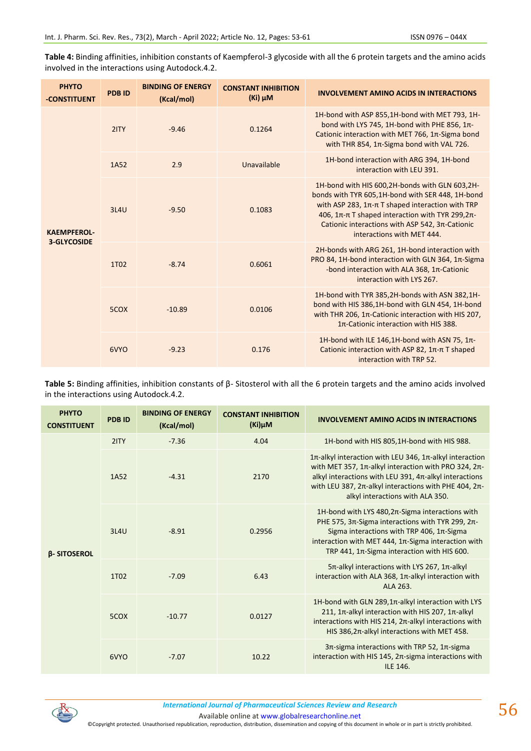**Table 4:** Binding affinities, inhibition constants of Kaempferol-3 glycoside with all the 6 protein targets and the amino acids involved in the interactions using Autodock.4.2.

| PHYTO -CONSTITUENT | PDB ID | BINDING OF ENERGY (Kcal/mol) | CONSTANT INHIBITION (Ki) µM | INVOLVEMENT AMINO ACIDS IN INTERACTIONS |
|---|---|---|---|---|
| KAEMPFEROL-3-GLYCOSIDE | 2ITY | -9.46 | 0.1264 | 1H-bond with ASP 855,1H-bond with MET 793, 1H-bond with LYS 745, 1H-bond with PHE 856, 1π-Cationic interaction with MET 766, 1π-Sigma bond with THR 854, 1π-Sigma bond with VAL 726. |
| | 1A52 | 2.9 | Unavailable | 1H-bond interaction with ARG 394, 1H-bond interaction with LEU 391. |
| | 3L4U | -9.50 | 0.1083 | 1H-bond with HIS 600,2H-bonds with GLN 603,2H-bonds with TYR 605,1H-bond with SER 448, 1H-bond with ASP 283, 1π-π T shaped interaction with TRP 406, 1π-π T shaped interaction with TYR 299,2π-Cationic interactions with ASP 542, 3π-Cationic interactions with MET 444. |
| | 1T02 | -8.74 | 0.6061 | 2H-bonds with ARG 261, 1H-bond interaction with PRO 84, 1H-bond interaction with GLN 364, 1π-Sigma -bond interaction with ALA 368, 1π-Cationic interaction with LYS 267. |
| | 5COX | -10.89 | 0.0106 | 1H-bond with TYR 385,2H-bonds with ASN 382,1H-bond with HIS 386,1H-bond with GLN 454, 1H-bond with THR 206, 1π-Cationic interaction with HIS 207, 1π-Cationic interaction with HIS 388. |
| | 6VYO | -9.23 | 0.176 | 1H-bond with ILE 146,1H-bond with ASN 75, 1π-Cationic interaction with ASP 82, 1π-π T shaped interaction with TRP 52. |

**Table 5:** Binding affinities, inhibition constants of β- Sitosterol with all the 6 protein targets and the amino acids involved in the interactions using Autodock.4.2.

| PHYTO CONSTITUENT | PDB ID | BINDING OF ENERGY (Kcal/mol) | CONSTANT INHIBITION (Ki)µM | INVOLVEMENT AMINO ACIDS IN INTERACTIONS |
|---|---|---|---|---|
| β- SITOSEROL | 2ITY | -7.36 | 4.04 | 1H-bond with HIS 805,1H-bond with HIS 988. |
| | 1A52 | -4.31 | 2170 | 1π-alkyl interaction with LEU 346, 1π-alkyl interaction with MET 357, 1π-alkyl interaction with PRO 324, 2π-alkyl interactions with LEU 391, 4π-alkyl interactions with LEU 387, 2π-alkyl interactions with PHE 404, 2π-alkyl interactions with ALA 350. |
| | 3L4U | -8.91 | 0.2956 | 1H-bond with LYS 480,2π-Sigma interactions with PHE 575, 3π-Sigma interactions with TYR 299, 2π-Sigma interactions with TRP 406, 1π-Sigma interaction with MET 444, 1π-Sigma interaction with TRP 441, 1π-Sigma interaction with HIS 600. |
| | 1T02 | -7.09 | 6.43 | 5π-alkyl interactions with LYS 267, 1π-alkyl interaction with ALA 368, 1π-alkyl interaction with ALA 263. |
| | 5COX | -10.77 | 0.0127 | 1H-bond with GLN 289,1π-alkyl interaction with LYS 211, 1π-alkyl interaction with HIS 207, 1π-alkyl interactions with HIS 214, 2π-alkyl interactions with HIS 386,2π-alkyl interactions with MET 458. |
| | 6VYO | -7.07 | 10.22 | 3π-sigma interactions with TRP 52, 1π-sigma interaction with HIS 145, 2π-sigma interactions with ILE 146. |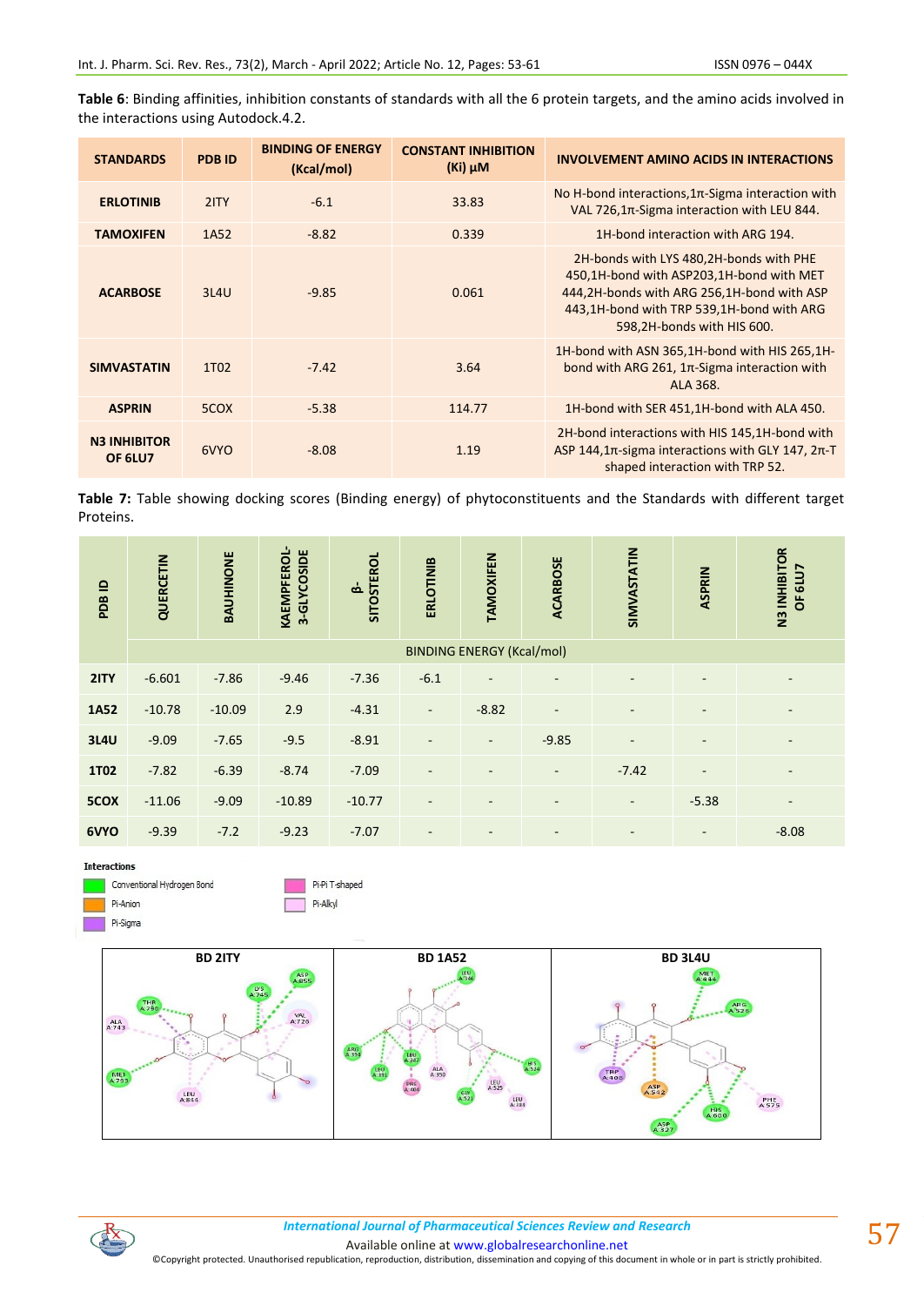**Table 6**: Binding affinities, inhibition constants of standards with all the 6 protein targets, and the amino acids involved in the interactions using Autodock.4.2.

| STANDARDS | PDB ID | BINDING OF ENERGY (Kcal/mol) | CONSTANT INHIBITION (Ki) µM | INVOLVEMENT AMINO ACIDS IN INTERACTIONS |
|---|---|---|---|---|
| ERLOTINIB | 2ITY | -6.1 | 33.83 | No H-bond interactions,1π-Sigma interaction with VAL 726,1π-Sigma interaction with LEU 844. |
| TAMOXIFEN | 1A52 | -8.82 | 0.339 | 1H-bond interaction with ARG 194. |
| ACARBOSE | 3L4U | -9.85 | 0.061 | 2H-bonds with LYS 480,2H-bonds with PHE 450,1H-bond with ASP203,1H-bond with MET 444,2H-bonds with ARG 256,1H-bond with ASP 443,1H-bond with TRP 539,1H-bond with ARG 598,2H-bonds with HIS 600. |
| SIMVASTATIN | 1T02 | -7.42 | 3.64 | 1H-bond with ASN 365,1H-bond with HIS 265,1H-bond with ARG 261, 1π-Sigma interaction with ALA 368. |
| ASPRIN | 5COX | -5.38 | 114.77 | 1H-bond with SER 451,1H-bond with ALA 450. |
| N3 INHIBITOR OF 6LU7 | 6VYO | -8.08 | 1.19 | 2H-bond interactions with HIS 145,1H-bond with ASP 144,1π-sigma interactions with GLY 147, 2π-T shaped interaction with TRP 52. |

**Table 7:** Table showing docking scores (Binding energy) of phytoconstituents and the Standards with different target Proteins.

| PDB ID | QUERCETIN | BAUHINONE | KAEMPFEROL-3-GLYCOSIDE | β-SITOSTEROL | ERLOTINIB | TAMOXIFEN | ACARBOSE | SIMVASTATIN | ASPRIN | N3 INHIBITOR OF 6LU7 |
|---|---|---|---|---|---|---|---|---|---|---|
| | BINDING ENERGY (Kcal/mol) | | | | | | | | | |
| 2ITY | -6.601 | -7.86 | -9.46 | -7.36 | -6.1 | - | - | - | - | - |
| 1A52 | -10.78 | -10.09 | 2.9 | -4.31 | - | -8.82 | - | - | - | - |
| 3L4U | -9.09 | -7.65 | -9.5 | -8.91 | - | - | -9.85 | - | - | - |
| 1T02 | -7.82 | -6.39 | -8.74 | -7.09 | - | - | - | -7.42 | - | - |
| 5COX | -11.06 | -9.09 | -10.89 | -10.77 | - | - | - | - | -5.38 | - |
| 6VYO | -9.39 | -7.2 | -9.23 | -7.07 | - | - | - | - | - | -8.08 |

Interactions

- Conventional Hydrogen Bond
- Pi-Anion
- Pi-Sigma
- Pi-Pi T-shaped
- Pi-Alkyl

BD 2ITY

BD 1A52

BD 3L4U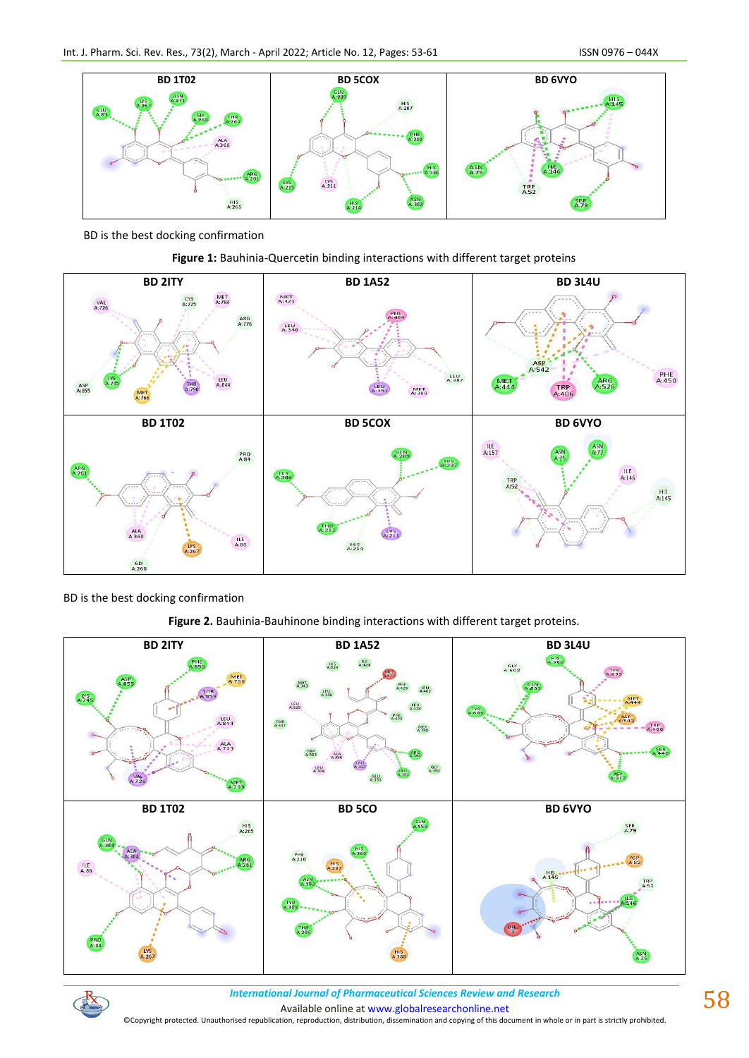BD is the best docking confirmation

**Figure 1:** Bauhinia-Quercetin binding interactions with different target proteins

BD is the best docking confirmation

**Figure 2.** Bauhinia-Bauhinone binding interactions with different target proteins.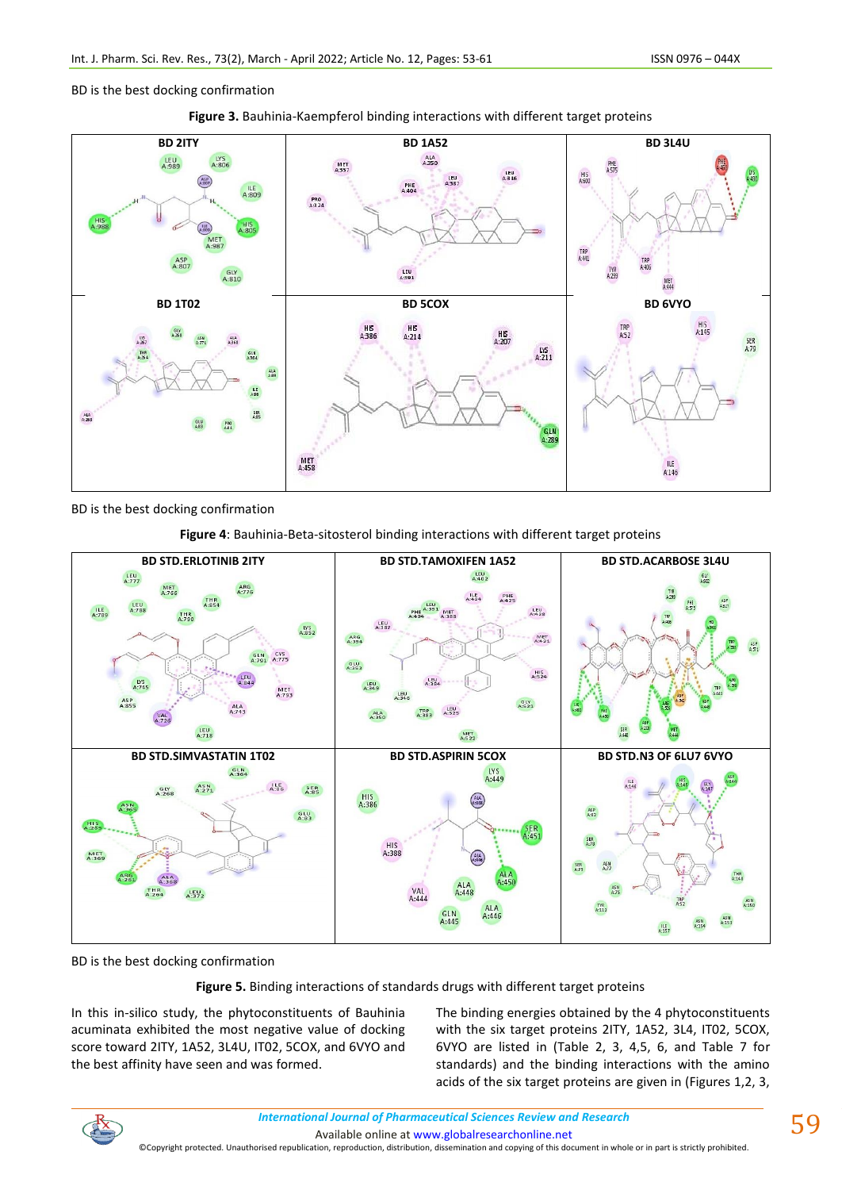BD is the best docking confirmation

**Figure 3.** Bauhinia-Kaempferol binding interactions with different target proteins

BD is the best docking confirmation

**Figure 4**: Bauhinia-Beta-sitosterol binding interactions with different target proteins

BD is the best docking confirmation

**Figure 5.** Binding interactions of standards drugs with different target proteins

In this in-silico study, the phytoconstituents of Bauhinia acuminata exhibited the most negative value of docking score toward 2ITY, 1A52, 3L4U, IT02, 5COX, and 6VYO and the best affinity have seen and was formed.

The binding energies obtained by the 4 phytoconstituents with the six target proteins 2ITY, 1A52, 3L4, IT02, 5COX, 6VYO are listed in (Table 2, 3, 4,5, 6, and Table 7 for standards) and the binding interactions with the amino acids of the six target proteins are given in (Figures 1,2, 3,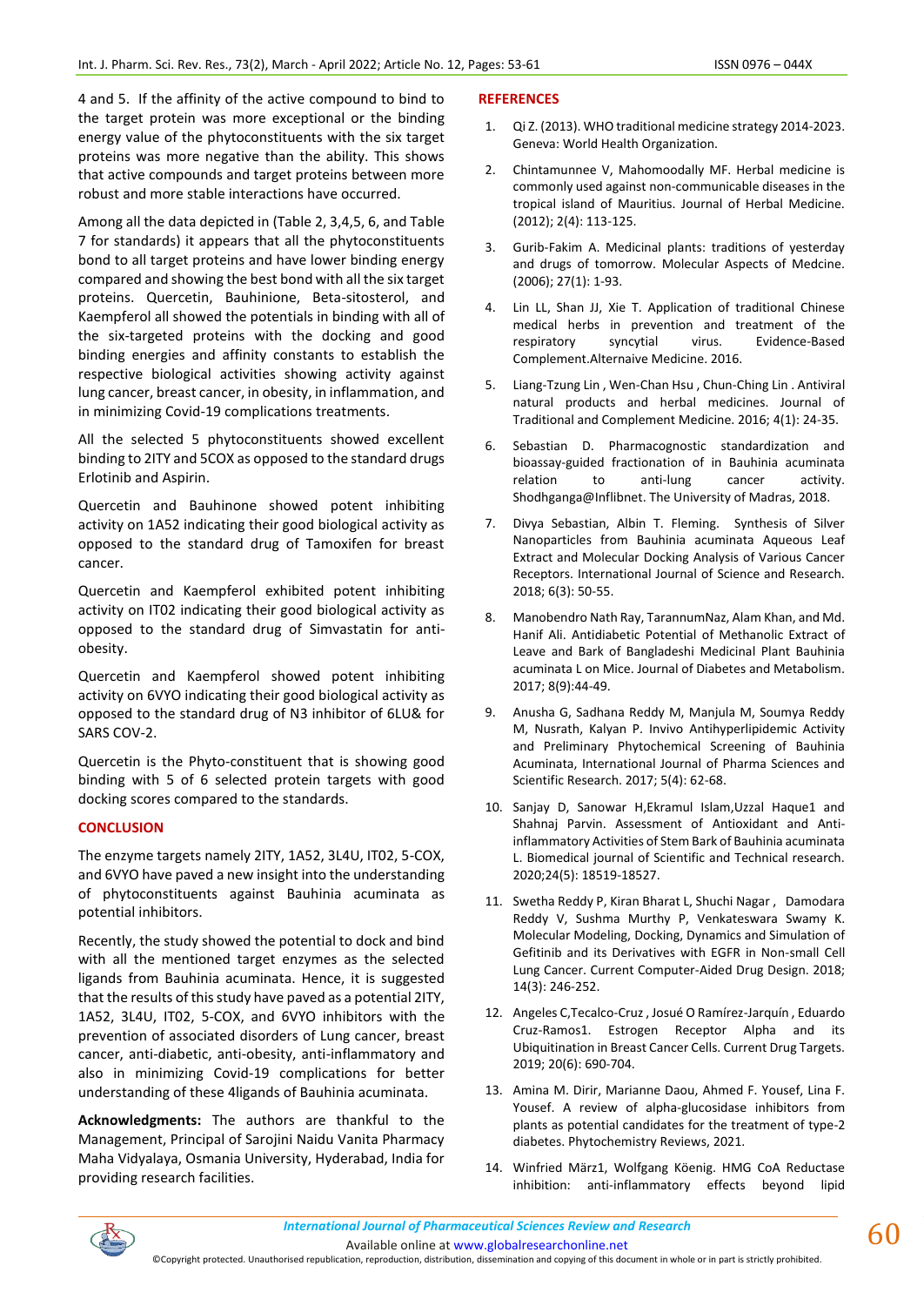4 and 5. If the affinity of the active compound to bind to the target protein was more exceptional or the binding energy value of the phytoconstituents with the six target proteins was more negative than the ability. This shows that active compounds and target proteins between more robust and more stable interactions have occurred.

Among all the data depicted in (Table 2, 3,4,5, 6, and Table 7 for standards) it appears that all the phytoconstituents bond to all target proteins and have lower binding energy compared and showing the best bond with all the six target proteins. Quercetin, Bauhinione, Beta-sitosterol, and Kaempferol all showed the potentials in binding with all of the six-targeted proteins with the docking and good binding energies and affinity constants to establish the respective biological activities showing activity against lung cancer, breast cancer, in obesity, in inflammation, and in minimizing Covid-19 complications treatments.

All the selected 5 phytoconstituents showed excellent binding to 2ITY and 5COX as opposed to the standard drugs Erlotinib and Aspirin.

Quercetin and Bauhinone showed potent inhibiting activity on 1A52 indicating their good biological activity as opposed to the standard drug of Tamoxifen for breast cancer.

Quercetin and Kaempferol exhibited potent inhibiting activity on IT02 indicating their good biological activity as opposed to the standard drug of Simvastatin for anti-obesity.

Quercetin and Kaempferol showed potent inhibiting activity on 6VYO indicating their good biological activity as opposed to the standard drug of N3 inhibitor of 6LU& for SARS COV-2.

Quercetin is the Phyto-constituent that is showing good binding with 5 of 6 selected protein targets with good docking scores compared to the standards.

## CONCLUSION

The enzyme targets namely 2ITY, 1A52, 3L4U, IT02, 5-COX, and 6VYO have paved a new insight into the understanding of phytoconstituents against Bauhinia acuminata as potential inhibitors.

Recently, the study showed the potential to dock and bind with all the mentioned target enzymes as the selected ligands from Bauhinia acuminata. Hence, it is suggested that the results of this study have paved as a potential 2ITY, 1A52, 3L4U, IT02, 5-COX, and 6VYO inhibitors with the prevention of associated disorders of Lung cancer, breast cancer, anti-diabetic, anti-obesity, anti-inflammatory and also in minimizing Covid-19 complications for better understanding of these 4ligands of Bauhinia acuminata.

**Acknowledgments:** The authors are thankful to the Management, Principal of Sarojini Naidu Vanita Pharmacy Maha Vidyalaya, Osmania University, Hyderabad, India for providing research facilities.

## REFERENCES

1. Qi Z. (2013). WHO traditional medicine strategy 2014-2023. Geneva: World Health Organization.
2. Chintamunnee V, Mahomoodally MF. Herbal medicine is commonly used against non-communicable diseases in the tropical island of Mauritius. Journal of Herbal Medicine. (2012); 2(4): 113-125.
3. Gurib-Fakim A. Medicinal plants: traditions of yesterday and drugs of tomorrow. Molecular Aspects of Medcine. (2006); 27(1): 1-93.
4. Lin LL, Shan JJ, Xie T. Application of traditional Chinese medical herbs in prevention and treatment of the respiratory syncytial virus. Evidence-Based Complement.Alternaive Medicine. 2016.
5. Liang-Tzung Lin , Wen-Chan Hsu , Chun-Ching Lin . Antiviral natural products and herbal medicines. Journal of Traditional and Complement Medicine. 2016; 4(1): 24-35.
6. Sebastian D. Pharmacognostic standardization and bioassay-guided fractionation of in Bauhinia acuminata relation to anti-lung cancer activity. Shodhganga@Inflibnet. The University of Madras, 2018.
7. Divya Sebastian, Albin T. Fleming. Synthesis of Silver Nanoparticles from Bauhinia acuminata Aqueous Leaf Extract and Molecular Docking Analysis of Various Cancer Receptors. International Journal of Science and Research. 2018; 6(3): 50-55.
8. Manobendro Nath Ray, TarannumNaz, Alam Khan, and Md. Hanif Ali. Antidiabetic Potential of Methanolic Extract of Leave and Bark of Bangladeshi Medicinal Plant Bauhinia acuminata L on Mice. Journal of Diabetes and Metabolism. 2017; 8(9):44-49.
9. Anusha G, Sadhana Reddy M, Manjula M, Soumya Reddy M, Nusrath, Kalyan P. Invivo Antihyperlipidemic Activity and Preliminary Phytochemical Screening of Bauhinia Acuminata, International Journal of Pharma Sciences and Scientific Research. 2017; 5(4): 62-68.
10. Sanjay D, Sanowar H,Ekramul Islam,Uzzal Haque1 and Shahnaj Parvin. Assessment of Antioxidant and Anti-inflammatory Activities of Stem Bark of Bauhinia acuminata L. Biomedical journal of Scientific and Technical research. 2020;24(5): 18519-18527.
11. Swetha Reddy P, Kiran Bharat L, Shuchi Nagar , Damodara Reddy V, Sushma Murthy P, Venkateswara Swamy K. Molecular Modeling, Docking, Dynamics and Simulation of Gefitinib and its Derivatives with EGFR in Non-small Cell Lung Cancer. Current Computer-Aided Drug Design. 2018; 14(3): 246-252.
12. Angeles C,Tecalco-Cruz , Josué O Ramírez-Jarquín , Eduardo Cruz-Ramos1. Estrogen Receptor Alpha and its Ubiquitination in Breast Cancer Cells. Current Drug Targets. 2019; 20(6): 690-704.
13. Amina M. Dirir, Marianne Daou, Ahmed F. Yousef, Lina F. Yousef. A review of alpha-glucosidase inhibitors from plants as potential candidates for the treatment of type-2 diabetes. Phytochemistry Reviews, 2021.
14. Winfried März1, Wolfgang Köenig. HMG CoA Reductase inhibition: anti-inflammatory effects beyond lipid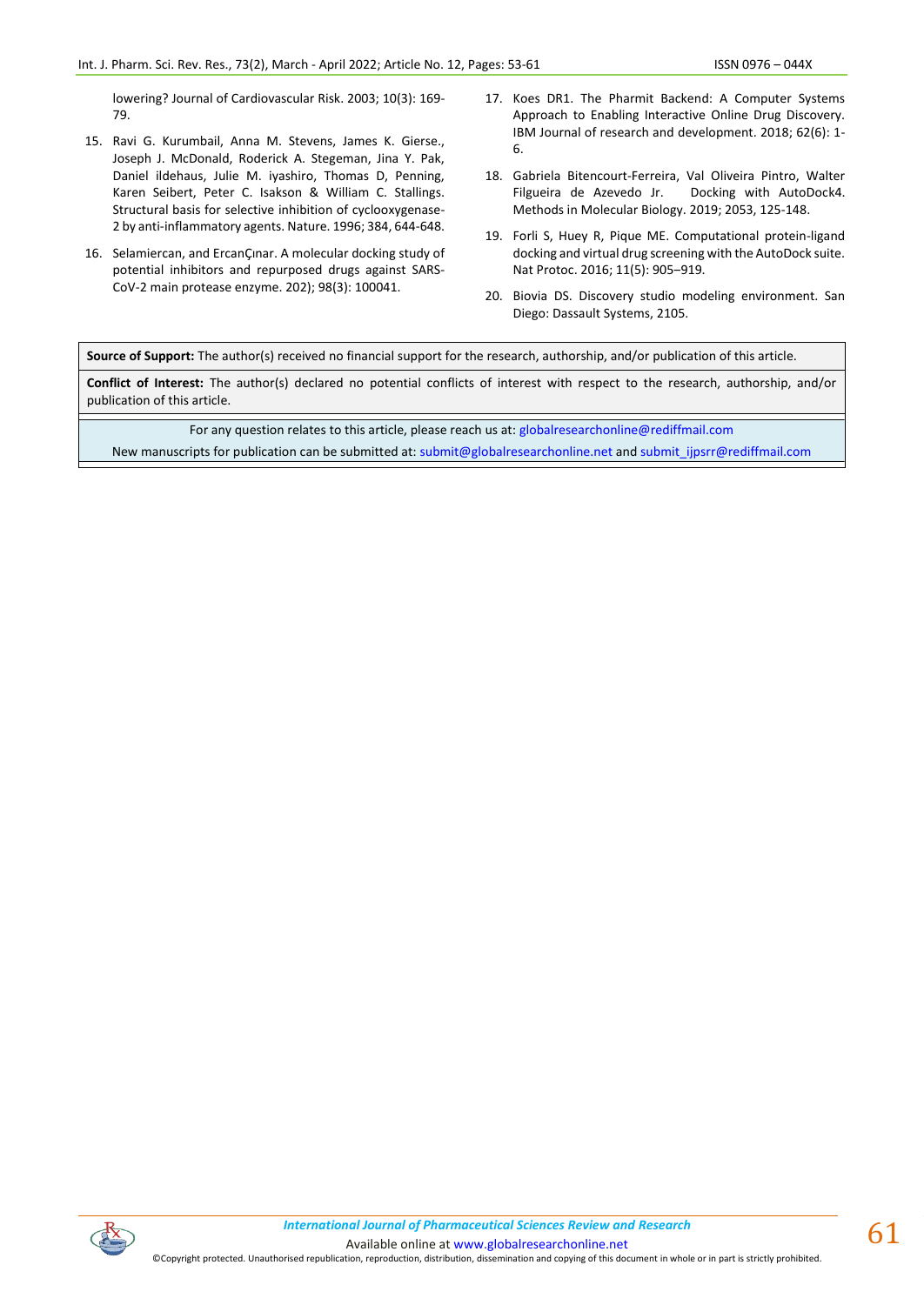lowering? Journal of Cardiovascular Risk. 2003; 10(3): 169-79.

15. Ravi G. Kurumbail, Anna M. Stevens, James K. Gierse., Joseph J. McDonald, Roderick A. Stegeman, Jina Y. Pak, Daniel ildehaus, Julie M. iyashiro, Thomas D, Penning, Karen Seibert, Peter C. Isakson & William C. Stallings. Structural basis for selective inhibition of cyclooxygenase-2 by anti-inflammatory agents. Nature. 1996; 384, 644-648.

16. Selamiercan, and ErcanÇınar. A molecular docking study of potential inhibitors and repurposed drugs against SARS-CoV-2 main protease enzyme. 202); 98(3): 100041.

17. Koes DR1. The Pharmit Backend: A Computer Systems Approach to Enabling Interactive Online Drug Discovery. IBM Journal of research and development. 2018; 62(6): 1-6.

18. Gabriela Bitencourt-Ferreira, Val Oliveira Pintro, Walter Filgueira de Azevedo Jr. Docking with AutoDock4. Methods in Molecular Biology. 2019; 2053, 125-148.

19. Forli S, Huey R, Pique ME. Computational protein-ligand docking and virtual drug screening with the AutoDock suite. Nat Protoc. 2016; 11(5): 905–919.

20. Biovia DS. Discovery studio modeling environment. San Diego: Dassault Systems, 2105.

**Source of Support:** The author(s) received no financial support for the research, authorship, and/or publication of this article.

**Conflict of Interest:** The author(s) declared no potential conflicts of interest with respect to the research, authorship, and/or publication of this article.

For any question relates to this article, please reach us at: globalresearchonline@rediffmail.com

New manuscripts for publication can be submitted at: submit@globalresearchonline.net and submit_ijpsrr@rediffmail.com